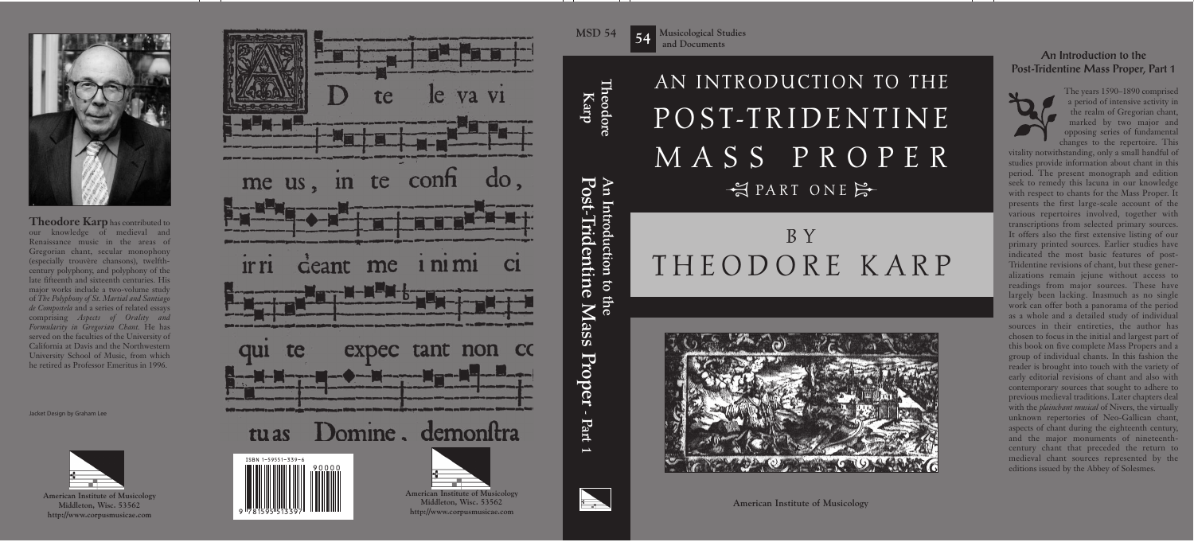**Theodore Karp** has contributed to our knowledge of medieval and Renaissance music in the areas of Gregorian chant, secular monophony (especially trouvère chansons), twelfth-century polyphony, and polyphony of the late fifteenth and sixteenth centuries. His major works include a two-volume study of *The Polyphony of St. Martial and Santiago de Compostela* and a series of related essays comprising *Aspects of Orality and Formularity in Gregorian Chant.* He has served on the faculties of the University of California at Davis and the Northwestern University School of Music, from which he retired as Professor Emeritus in 1996.

Jacket Design by Graham Lee

American Institute of Musicology
Middleton, Wisc. 53562
http://www.corpusmusicae.com

Ad te levavi meus, in te confido, irrideant me inimici qui te expectant non co tuas Domine. demonstra

ISBN 1-59551-339-6

American Institute of Musicology
Middleton, Wisc. 53562
http://www.corpusmusicae.com

Theodore Karp — An Introduction to the Post-Tridentine Mass Proper - Part 1

MSD 54

54 Musicological Studies and Documents

# AN INTRODUCTION TO THE POST-TRIDENTINE MASS PROPER

## PART ONE

## BY THEODORE KARP

American Institute of Musicology

### An Introduction to the Post-Tridentine Mass Proper, Part 1

The years 1590–1890 comprised a period of intensive activity in the realm of Gregorian chant, marked by two major and opposing series of fundamental changes to the repertoire. This vitality notwithstanding, only a small handful of studies provide information about chant in this period. The present monograph and edition seek to remedy this lacuna in our knowledge with respect to chants for the Mass Proper. It presents the first large-scale account of the various repertoires involved, together with transcriptions from selected primary sources. It offers also the first extensive listing of our primary printed sources. Earlier studies have indicated the most basic features of post-Tridentine revisions of chant, but these generalizations remain jejune without access to readings from major sources. These have largely been lacking. Inasmuch as no single work can offer both a panorama of the period as a whole and a detailed study of individual sources in their entireties, the author has chosen to focus in the initial and largest part of this book on five complete Mass Propers and a group of individual chants. In this fashion the reader is brought into touch with the variety of early editorial revisions of chant and also with contemporary sources that sought to adhere to previous medieval traditions. Later chapters deal with the *plainchant musical* of Nivers, the virtually unknown repertories of Neo-Gallican chant, aspects of chant during the eighteenth century, and the major monuments of nineteenth-century chant that preceded the return to medieval chant sources represented by the editions issued by the Abbey of Solesmes.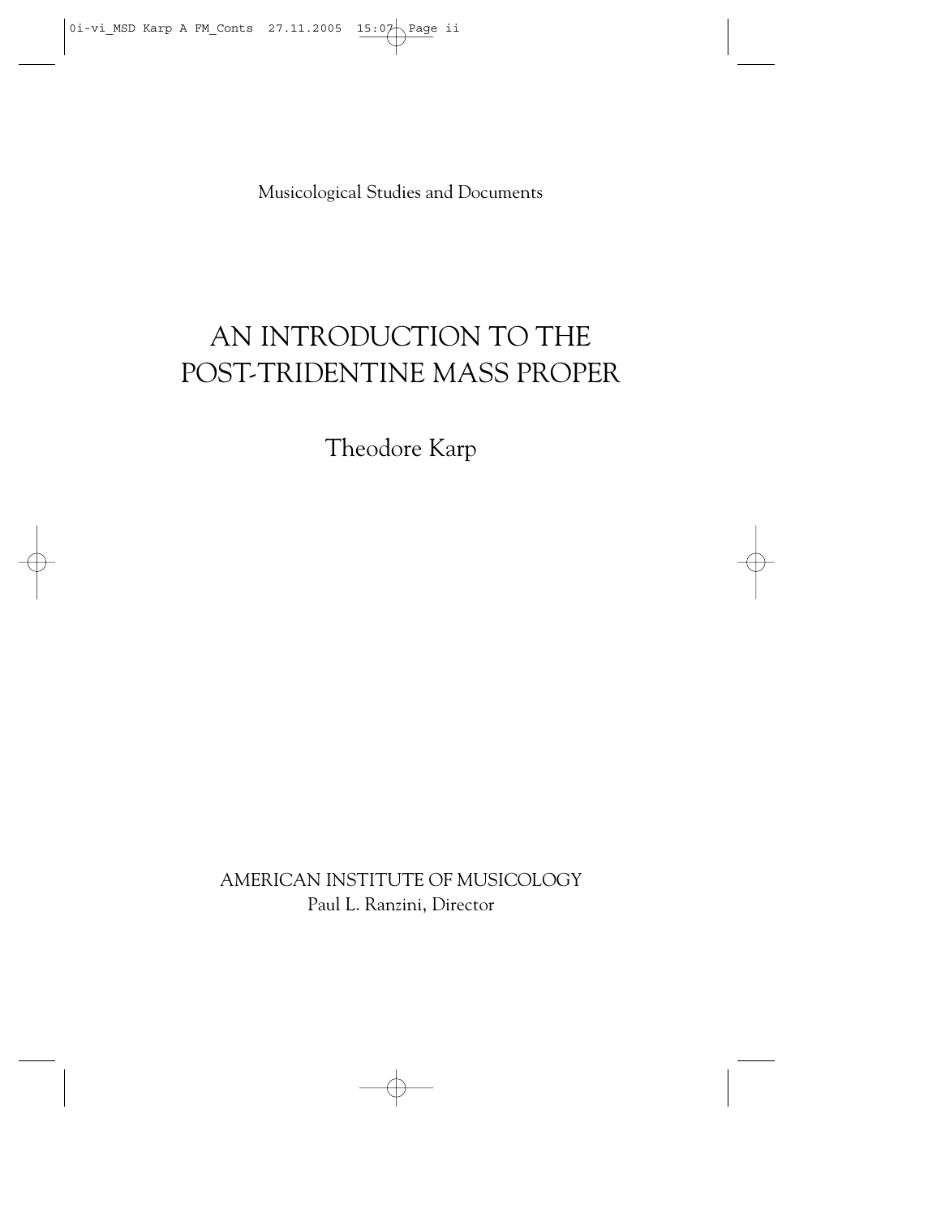Musicological Studies and Documents

# AN INTRODUCTION TO THE POST-TRIDENTINE MASS PROPER

Theodore Karp

AMERICAN INSTITUTE OF MUSICOLOGY
Paul L. Ranzini, Director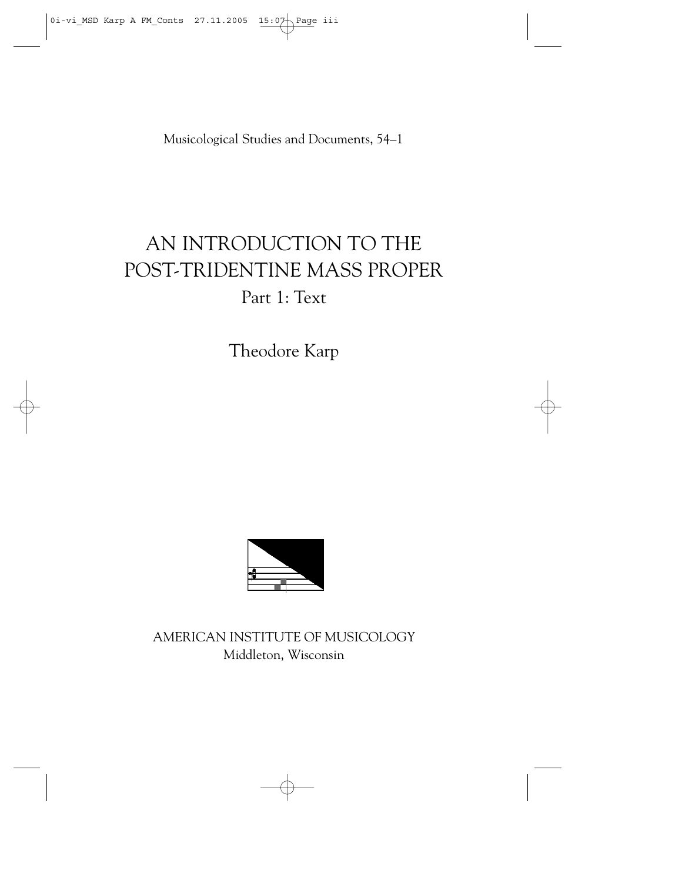Musicological Studies and Documents, 54–1

# AN INTRODUCTION TO THE POST-TRIDENTINE MASS PROPER

## Part 1: Text

Theodore Karp

AMERICAN INSTITUTE OF MUSICOLOGY
Middleton, Wisconsin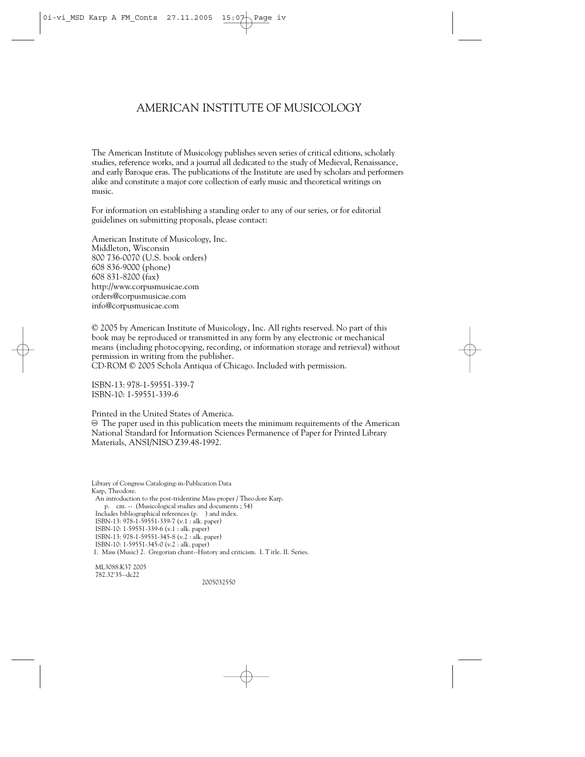# AMERICAN INSTITUTE OF MUSICOLOGY

The American Institute of Musicology publishes seven series of critical editions, scholarly studies, reference works, and a journal all dedicated to the study of Medieval, Renaissance, and early Baroque eras. The publications of the Institute are used by scholars and performers alike and constitute a major core collection of early music and theoretical writings on music.

For information on establishing a standing order to any of our series, or for editorial guidelines on submitting proposals, please contact:

American Institute of Musicology, Inc.
Middleton, Wisconsin
800 736-0070 (U.S. book orders)
608 836-9000 (phone)
608 831-8200 (fax)
http://www.corpusmusicae.com
orders@corpusmusicae.com
info@corpusmusicae.com

© 2005 by American Institute of Musicology, Inc. All rights reserved. No part of this book may be reproduced or transmitted in any form by any electronic or mechanical means (including photocopying, recording, or information storage and retrieval) without permission in writing from the publisher.
CD-ROM © 2005 Schola Antiqua of Chicago. Included with permission.

ISBN-13: 978-1-59551-339-7
ISBN-10: 1-59551-339-6

Printed in the United States of America.
♾ The paper used in this publication meets the minimum requirements of the American National Standard for Information Sciences Permanence of Paper for Printed Library Materials, ANSI/NISO Z39.48-1992.

Library of Congress Cataloging-in-Publication Data
Karp, Theodore.
An introduction to the post-tridentine Mass proper / Theodore Karp.
p. cm. -- (Musicological studies and documents ; 54)
Includes bibliographical references (p. ) and index.
ISBN-13: 978-1-59551-339-7 (v.1 : alk. paper)
ISBN-10: 1-59551-339-6 (v.1 : alk. paper)
ISBN-13: 978-1-59551-345-8 (v.2 : alk. paper)
ISBN-10: 1-59551-345-0 (v.2 : alk. paper)
1. Mass (Music) 2. Gregorian chant--History and criticism. I. Title. II. Series.

ML3088.K37 2005
782.32'35--dc22

2005032550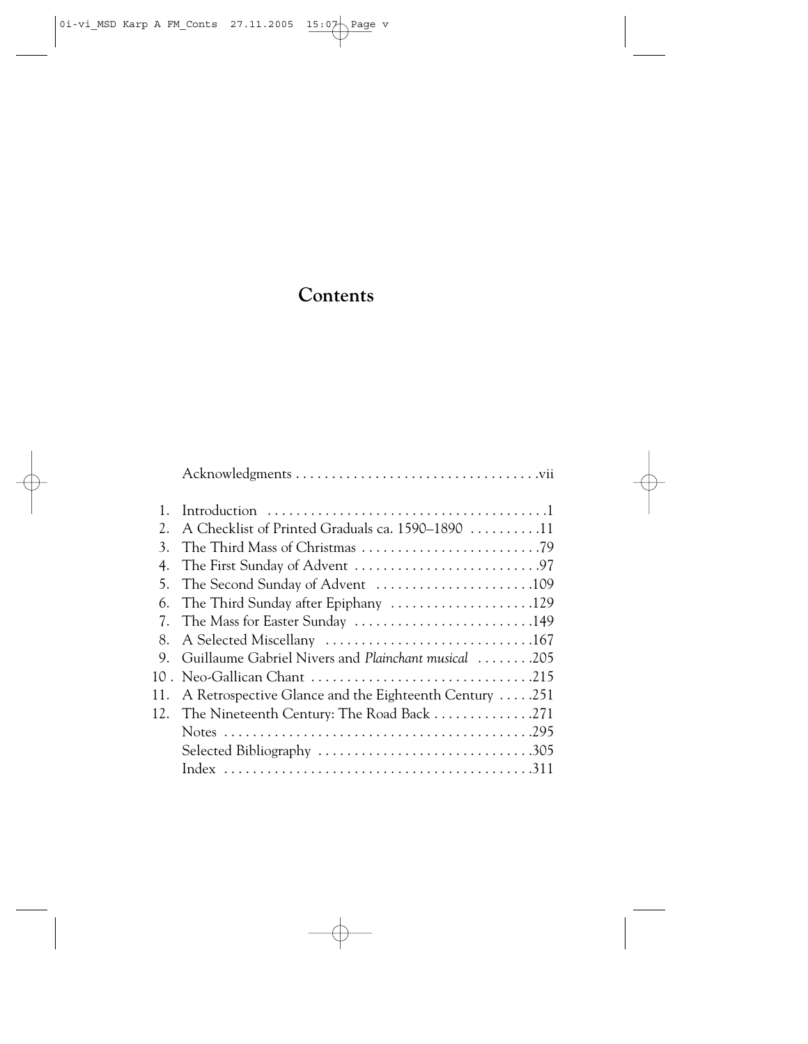# Contents

| | | |
|---|---|---|
| | Acknowledgments | vii |
| 1. | Introduction | 1 |
| 2. | A Checklist of Printed Graduals ca. 1590–1890 | 11 |
| 3. | The Third Mass of Christmas | 79 |
| 4. | The First Sunday of Advent | 97 |
| 5. | The Second Sunday of Advent | 109 |
| 6. | The Third Sunday after Epiphany | 129 |
| 7. | The Mass for Easter Sunday | 149 |
| 8. | A Selected Miscellany | 167 |
| 9. | Guillaume Gabriel Nivers and *Plainchant musical* | 205 |
| 10 . | Neo-Gallican Chant | 215 |
| 11. | A Retrospective Glance and the Eighteenth Century | 251 |
| 12. | The Nineteenth Century: The Road Back | 271 |
| | Notes | 295 |
| | Selected Bibliography | 305 |
| | Index | 311 |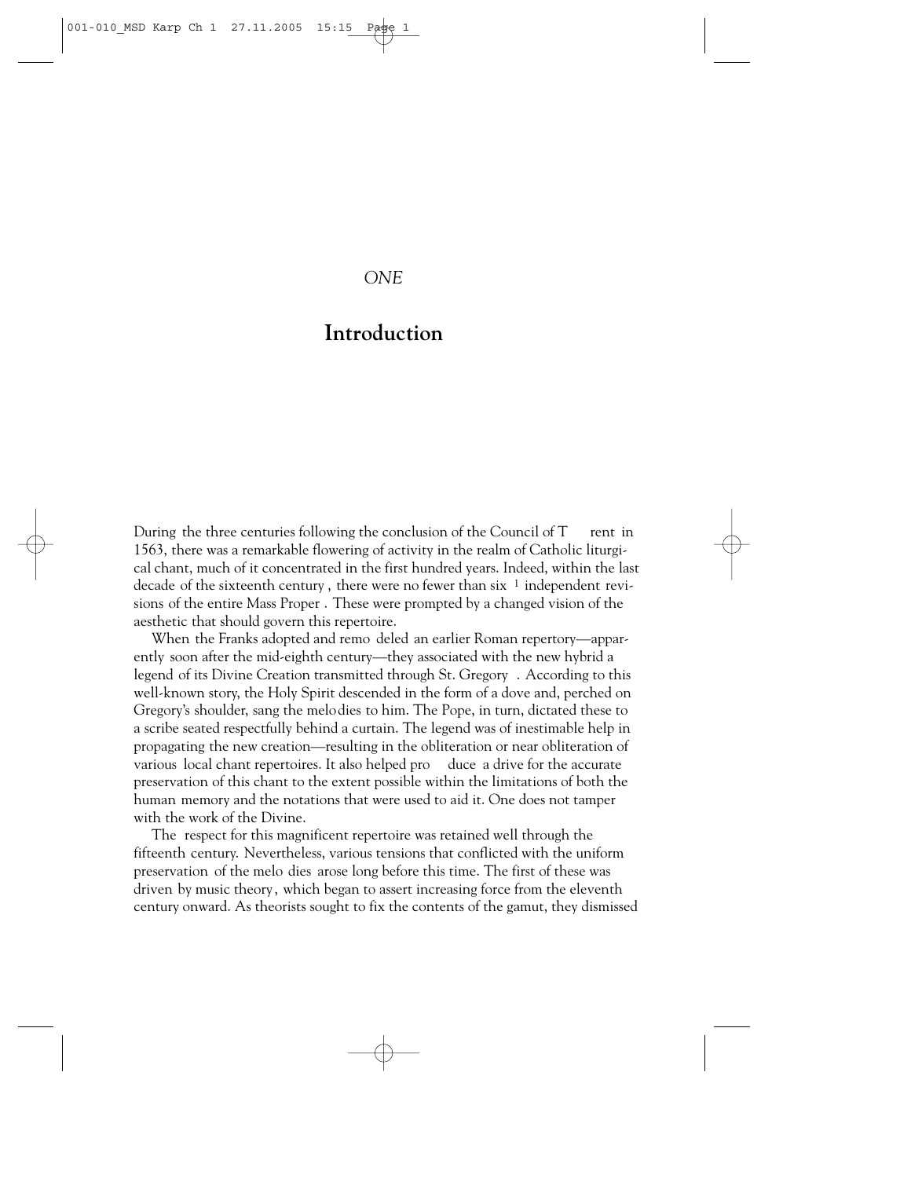*ONE*

# Introduction

During the three centuries following the conclusion of the Council of Trent in 1563, there was a remarkable flowering of activity in the realm of Catholic liturgical chant, much of it concentrated in the first hundred years. Indeed, within the last decade of the sixteenth century, there were no fewer than six[1] independent revisions of the entire Mass Proper. These were prompted by a changed vision of the aesthetic that should govern this repertoire.

When the Franks adopted and remodeled an earlier Roman repertory—apparently soon after the mid-eighth century—they associated with the new hybrid a legend of its Divine Creation transmitted through St. Gregory. According to this well-known story, the Holy Spirit descended in the form of a dove and, perched on Gregory's shoulder, sang the melodies to him. The Pope, in turn, dictated these to a scribe seated respectfully behind a curtain. The legend was of inestimable help in propagating the new creation—resulting in the obliteration or near obliteration of various local chant repertoires. It also helped produce a drive for the accurate preservation of this chant to the extent possible within the limitations of both the human memory and the notations that were used to aid it. One does not tamper with the work of the Divine.

The respect for this magnificent repertoire was retained well through the fifteenth century. Nevertheless, various tensions that conflicted with the uniform preservation of the melodies arose long before this time. The first of these was driven by music theory, which began to assert increasing force from the eleventh century onward. As theorists sought to fix the contents of the gamut, they dismissed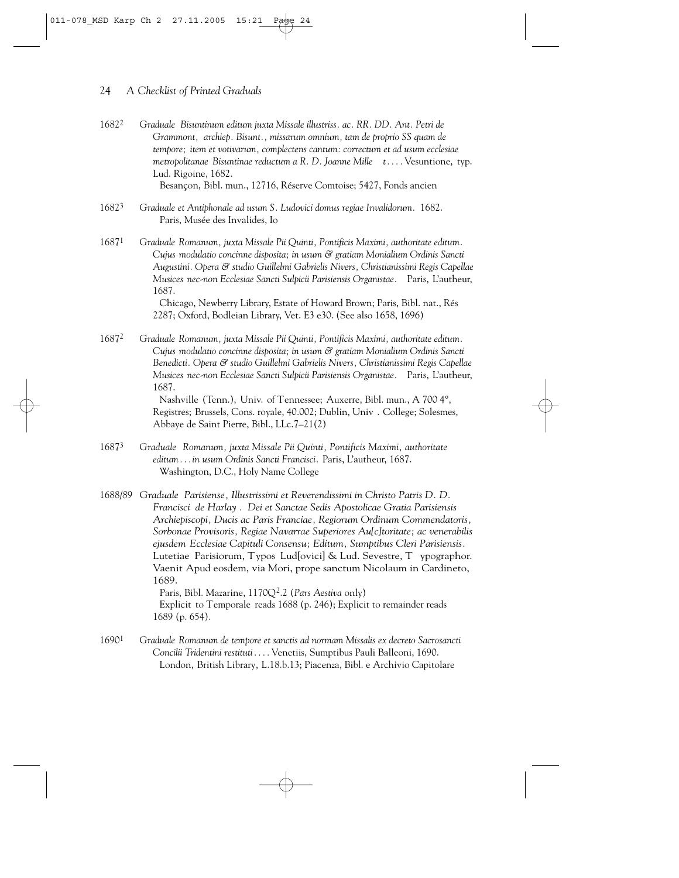1682[2] *Graduale Bisuntinum editum juxta Missale illustriss. ac. RR. DD. Ant. Petri de Grammont, archiep. Bisunt., missarum omnium, tam de proprio SS quam de tempore; item et votivarum, complectens cantum: correctum et ad usum ecclesiae metropolitanae Bisuntinae reductum a R. D. Joanne Mille t. . . .* Vesuntione, typ. Lud. Rigoine, 1682.
Besançon, Bibl. mun., 12716, Réserve Comtoise; 5427, Fonds ancien

1682[3] *Graduale et Antiphonale ad usum S. Ludovici domus regiae Invalidorum.* 1682.
Paris, Musée des Invalides, Io

1687[1] *Graduale Romanum, juxta Missale Pii Quinti, Pontificis Maximi, authoritate editum. Cujus modulatio concinne disposita; in usum & gratiam Monialium Ordinis Sancti Augustini. Opera & studio Guillelmi Gabrielis Nivers, Christianissimi Regis Capellae Musices nec-non Ecclesiae Sancti Sulpicii Parisiensis Organistae.* Paris, L'autheur, 1687.
Chicago, Newberry Library, Estate of Howard Brown; Paris, Bibl. nat., Rés 2287; Oxford, Bodleian Library, Vet. E3 e30. (See also 1658, 1696)

1687[2] *Graduale Romanum, juxta Missale Pii Quinti, Pontificis Maximi, authoritate editum. Cujus modulatio concinne disposita; in usum & gratiam Monialium Ordinis Sancti Benedicti. Opera & studio Guillelmi Gabrielis Nivers, Christianissimi Regis Capellae Musices nec-non Ecclesiae Sancti Sulpicii Parisiensis Organistae.* Paris, L'autheur, 1687.
Nashville (Tenn.), Univ. of Tennessee; Auxerre, Bibl. mun., A 700 4°, Registres; Brussels, Cons. royale, 40.002; Dublin, Univ . College; Solesmes, Abbaye de Saint Pierre, Bibl., LLc.7–21(2)

1687[3] *Graduale Romanum, juxta Missale Pii Quinti, Pontificis Maximi, authoritate editum . . . in usum Ordinis Sancti Francisci.* Paris, L'autheur, 1687.
Washington, D.C., Holy Name College

1688/89 *Graduale Parisiense, Illustrissimi et Reverendissimi in Christo Patris D. D. Francisci de Harlay . Dei et Sanctae Sedis Apostolicae Gratia Parisiensis Archiepiscopi, Ducis ac Paris Franciae, Regiorum Ordinum Commendatoris, Sorbonae Provisoris, Regiae Navarrae Superiores Au[c]toritate; ac venerabilis ejusdem Ecclesiae Capituli Consensu; Editum, Sumptibus Cleri Parisiensis.* Lutetiae Parisiorum, Typos Lud[ovici] & Lud. Sevestre, T ypographor. Vaenit Apud eosdem, via Mori, prope sanctum Nicolaum in Cardineto, 1689.
Paris, Bibl. Mazarine, 1170Q[2].2 (*Pars Aestiva* only)
Explicit to Temporale reads 1688 (p. 246); Explicit to remainder reads 1689 (p. 654).

1690[1] *Graduale Romanum de tempore et sanctis ad normam Missalis ex decreto Sacrosancti Concilii Tridentini restituti . . . .* Venetiis, Sumptibus Pauli Balleoni, 1690.
London, British Library, L.18.b.13; Piacenza, Bibl. e Archivio Capitolare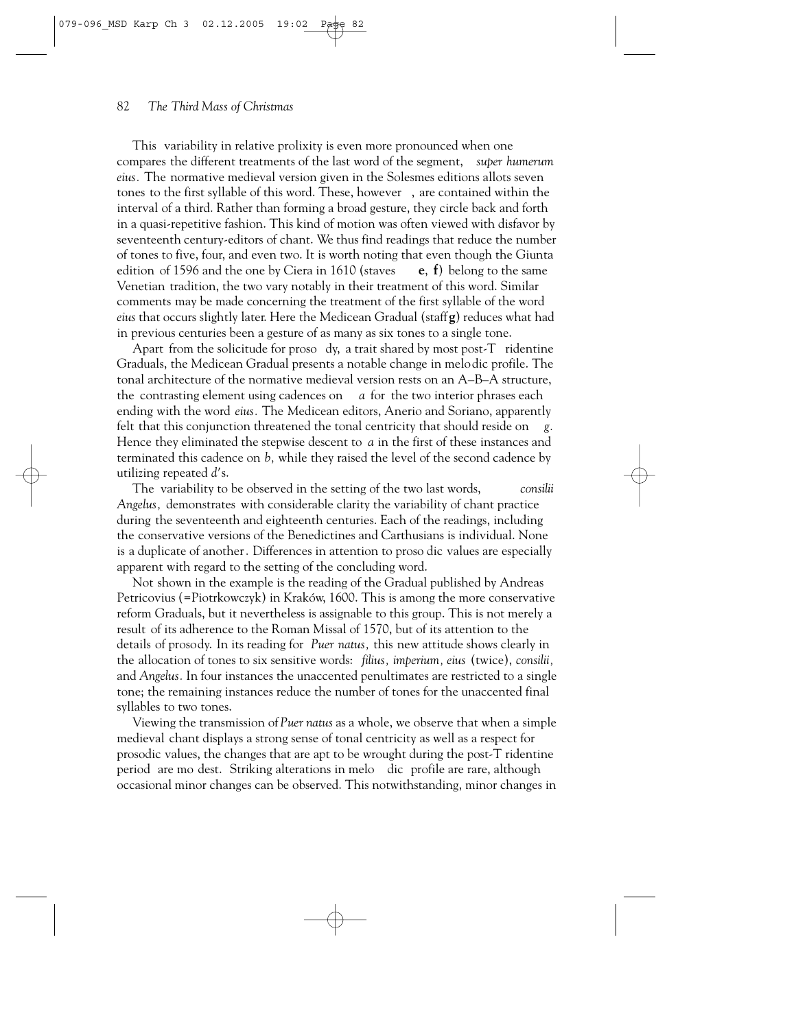This variability in relative prolixity is even more pronounced when one compares the different treatments of the last word of the segment, *super humerum eius*. The normative medieval version given in the Solesmes editions allots seven tones to the first syllable of this word. These, however, are contained within the interval of a third. Rather than forming a broad gesture, they circle back and forth in a quasi-repetitive fashion. This kind of motion was often viewed with disfavor by seventeenth century-editors of chant. We thus find readings that reduce the number of tones to five, four, and even two. It is worth noting that even though the Giunta edition of 1596 and the one by Ciera in 1610 (staves **e**, **f**) belong to the same Venetian tradition, the two vary notably in their treatment of this word. Similar comments may be made concerning the treatment of the first syllable of the word *eius* that occurs slightly later. Here the Medicean Gradual (staff **g**) reduces what had in previous centuries been a gesture of as many as six tones to a single tone.

Apart from the solicitude for prosody, a trait shared by most post-Tridentine Graduals, the Medicean Gradual presents a notable change in melodic profile. The tonal architecture of the normative medieval version rests on an A–B–A structure, the contrasting element using cadences on *a* for the two interior phrases each ending with the word *eius*. The Medicean editors, Anerio and Soriano, apparently felt that this conjunction threatened the tonal centricity that should reside on *g*. Hence they eliminated the stepwise descent to *a* in the first of these instances and terminated this cadence on *b*, while they raised the level of the second cadence by utilizing repeated *d*′s.

The variability to be observed in the setting of the two last words, *consilii Angelus*, demonstrates with considerable clarity the variability of chant practice during the seventeenth and eighteenth centuries. Each of the readings, including the conservative versions of the Benedictines and Carthusians is individual. None is a duplicate of another. Differences in attention to prosodic values are especially apparent with regard to the setting of the concluding word.

Not shown in the example is the reading of the Gradual published by Andreas Petricovius (=Piotrkowczyk) in Kraków, 1600. This is among the more conservative reform Graduals, but it nevertheless is assignable to this group. This is not merely a result of its adherence to the Roman Missal of 1570, but of its attention to the details of prosody. In its reading for *Puer natus*, this new attitude shows clearly in the allocation of tones to six sensitive words: *filius*, *imperium*, *eius* (twice), *consilii*, and *Angelus*. In four instances the unaccented penultimates are restricted to a single tone; the remaining instances reduce the number of tones for the unaccented final syllables to two tones.

Viewing the transmission of *Puer natus* as a whole, we observe that when a simple medieval chant displays a strong sense of tonal centricity as well as a respect for prosodic values, the changes that are apt to be wrought during the post-Tridentine period are modest. Striking alterations in melodic profile are rare, although occasional minor changes can be observed. This notwithstanding, minor changes in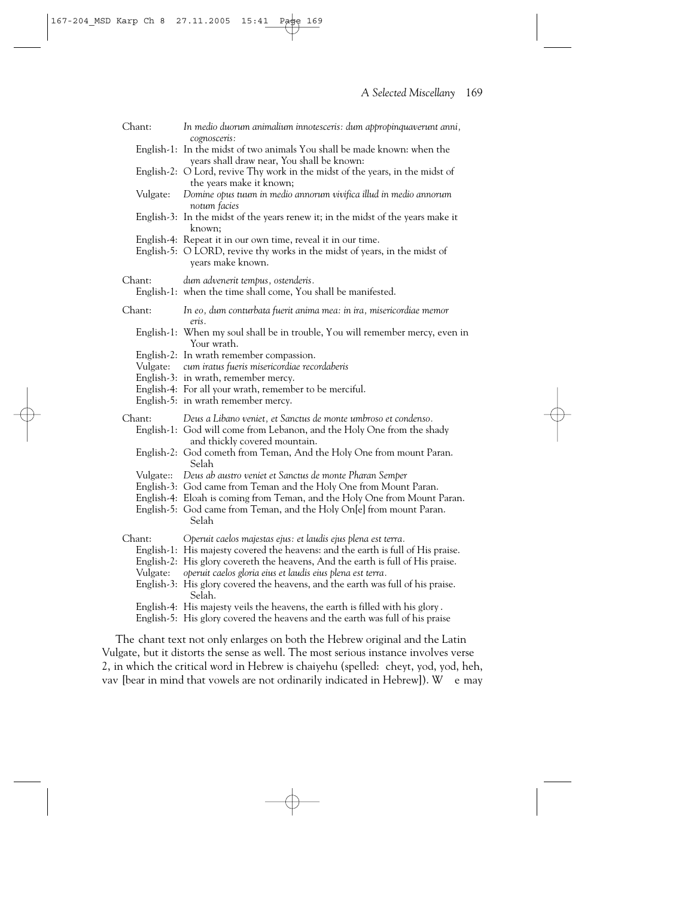| | |
|---|---|
| Chant: | *In medio duorum animalium innotesceris: dum appropinquaverunt anni, cognosceris:* |
| English-1: | In the midst of two animals You shall be made known: when the years shall draw near, You shall be known: |
| English-2: | O Lord, revive Thy work in the midst of the years, in the midst of the years make it known; |
| Vulgate: | *Domine opus tuum in medio annorum vivifica illud in medio annorum notum facies* |
| English-3: | In the midst of the years renew it; in the midst of the years make it known; |
| English-4: | Repeat it in our own time, reveal it in our time. |
| English-5: | O LORD, revive thy works in the midst of years, in the midst of years make known. |
| Chant: | *dum advenerit tempus, ostenderis.* |
| English-1: | when the time shall come, You shall be manifested. |
| Chant: | *In eo, dum conturbata fuerit anima mea: in ira, misericordiae memor eris.* |
| English-1: | When my soul shall be in trouble, You will remember mercy, even in Your wrath. |
| English-2: | In wrath remember compassion. |
| Vulgate: | *cum iratus fueris misericordiae recordaberis* |
| English-3: | in wrath, remember mercy. |
| English-4: | For all your wrath, remember to be merciful. |
| English-5: | in wrath remember mercy. |
| Chant: | *Deus a Libano veniet, et Sanctus de monte umbroso et condenso.* |
| English-1: | God will come from Lebanon, and the Holy One from the shady and thickly covered mountain. |
| English-2: | God cometh from Teman, And the Holy One from mount Paran. Selah |
| Vulgate:: | *Deus ab austro veniet et Sanctus de monte Pharan Semper* |
| English-3: | God came from Teman and the Holy One from Mount Paran. |
| English-4: | Eloah is coming from Teman, and the Holy One from Mount Paran. |
| English-5: | God came from Teman, and the Holy On[e] from mount Paran. Selah |
| Chant: | *Operuit caelos majestas ejus: et laudis ejus plena est terra.* |
| English-1: | His majesty covered the heavens: and the earth is full of His praise. |
| English-2: | His glory covereth the heavens, And the earth is full of His praise. |
| Vulgate: | *operuit caelos gloria eius et laudis eius plena est terra.* |
| English-3: | His glory covered the heavens, and the earth was full of his praise. Selah. |
| English-4: | His majesty veils the heavens, the earth is filled with his glory. |
| English-5: | His glory covered the heavens and the earth was full of his praise |

The chant text not only enlarges on both the Hebrew original and the Latin Vulgate, but it distorts the sense as well. The most serious instance involves verse 2, in which the critical word in Hebrew is chaiyehu (spelled: cheyt, yod, yod, heh, vav [bear in mind that vowels are not ordinarily indicated in Hebrew]). We may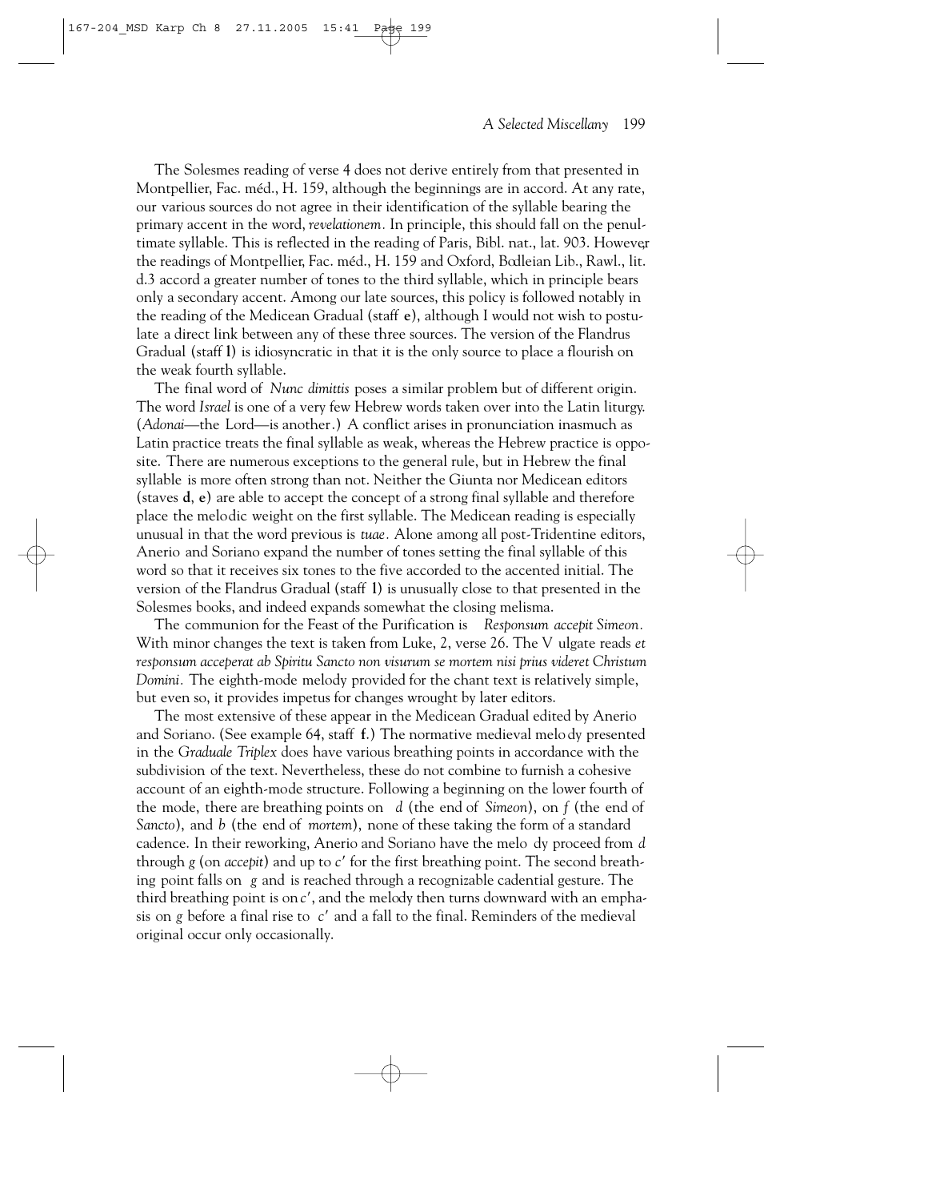The Solesmes reading of verse 4 does not derive entirely from that presented in Montpellier, Fac. méd., H. 159, although the beginnings are in accord. At any rate, our various sources do not agree in their identification of the syllable bearing the primary accent in the word, *revelationem.* In principle, this should fall on the penultimate syllable. This is reflected in the reading of Paris, Bibl. nat., lat. 903. However, the readings of Montpellier, Fac. méd., H. 159 and Oxford, Bodleian Lib., Rawl., lit. d.3 accord a greater number of tones to the third syllable, which in principle bears only a secondary accent. Among our late sources, this policy is followed notably in the reading of the Medicean Gradual (staff **e**), although I would not wish to postulate a direct link between any of these three sources. The version of the Flandrus Gradual (staff **l**) is idiosyncratic in that it is the only source to place a flourish on the weak fourth syllable.

The final word of *Nunc dimittis* poses a similar problem but of different origin. The word *Israel* is one of a very few Hebrew words taken over into the Latin liturgy. (*Adonai*—the Lord—is another.) A conflict arises in pronunciation inasmuch as Latin practice treats the final syllable as weak, whereas the Hebrew practice is opposite. There are numerous exceptions to the general rule, but in Hebrew the final syllable is more often strong than not. Neither the Giunta nor Medicean editors (staves **d**, **e**) are able to accept the concept of a strong final syllable and therefore place the melodic weight on the first syllable. The Medicean reading is especially unusual in that the word previous is *tuae.* Alone among all post-Tridentine editors, Anerio and Soriano expand the number of tones setting the final syllable of this word so that it receives six tones to the five accorded to the accented initial. The version of the Flandrus Gradual (staff **l**) is unusually close to that presented in the Solesmes books, and indeed expands somewhat the closing melisma.

The communion for the Feast of the Purification is *Responsum accepit Simeon.* With minor changes the text is taken from Luke, 2, verse 26. The Vulgate reads *et responsum acceperat ab Spiritu Sancto non visurum se mortem nisi prius videret Christum Domini.* The eighth-mode melody provided for the chant text is relatively simple, but even so, it provides impetus for changes wrought by later editors.

The most extensive of these appear in the Medicean Gradual edited by Anerio and Soriano. (See example 64, staff **f**.) The normative medieval melody presented in the *Graduale Triplex* does have various breathing points in accordance with the subdivision of the text. Nevertheless, these do not combine to furnish a cohesive account of an eighth-mode structure. Following a beginning on the lower fourth of the mode, there are breathing points on *d* (the end of *Simeon*), on *f* (the end of *Sancto*), and *b* (the end of *mortem*), none of these taking the form of a standard cadence. In their reworking, Anerio and Soriano have the melody proceed from *d* through *g* (on *accepit*) and up to *c′* for the first breathing point. The second breathing point falls on *g* and is reached through a recognizable cadential gesture. The third breathing point is on *c′*, and the melody then turns downward with an emphasis on *g* before a final rise to *c′* and a fall to the final. Reminders of the medieval original occur only occasionally.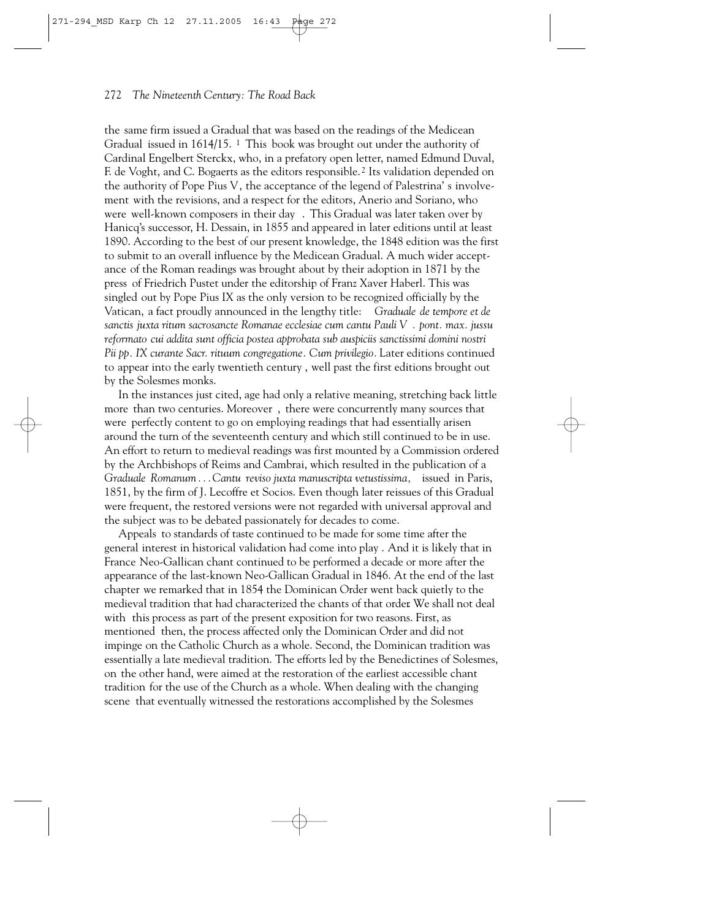the same firm issued a Gradual that was based on the readings of the Medicean Gradual issued in 1614/15.[1] This book was brought out under the authority of Cardinal Engelbert Sterckx, who, in a prefatory open letter, named Edmund Duval, F. de Voght, and C. Bogaerts as the editors responsible.[2] Its validation depended on the authority of Pope Pius V, the acceptance of the legend of Palestrina's involvement with the revisions, and a respect for the editors, Anerio and Soriano, who were well-known composers in their day. This Gradual was later taken over by Hanicq's successor, H. Dessain, in 1855 and appeared in later editions until at least 1890. According to the best of our present knowledge, the 1848 edition was the first to submit to an overall influence by the Medicean Gradual. A much wider acceptance of the Roman readings was brought about by their adoption in 1871 by the press of Friedrich Pustet under the editorship of Franz Xaver Haberl. This was singled out by Pope Pius IX as the only version to be recognized officially by the Vatican, a fact proudly announced in the lengthy title: *Graduale de tempore et de sanctis juxta ritum sacrosancte Romanae ecclesiae cum cantu Pauli V. pont. max. jussu reformato cui addita sunt officia postea approbata sub auspiciis sanctissimi domini nostri Pii pp. IX curante Sacr. rituum congregatione. Cum privilegio.* Later editions continued to appear into the early twentieth century, well past the first editions brought out by the Solesmes monks.

In the instances just cited, age had only a relative meaning, stretching back little more than two centuries. Moreover, there were concurrently many sources that were perfectly content to go on employing readings that had essentially arisen around the turn of the seventeenth century and which still continued to be in use. An effort to return to medieval readings was first mounted by a Commission ordered by the Archbishops of Reims and Cambrai, which resulted in the publication of a *Graduale Romanum . . . Cantu reviso juxta manuscripta vetustissima,* issued in Paris, 1851, by the firm of J. Lecoffre et Socios. Even though later reissues of this Gradual were frequent, the restored versions were not regarded with universal approval and the subject was to be debated passionately for decades to come.

Appeals to standards of taste continued to be made for some time after the general interest in historical validation had come into play. And it is likely that in France Neo-Gallican chant continued to be performed a decade or more after the appearance of the last-known Neo-Gallican Gradual in 1846. At the end of the last chapter we remarked that in 1854 the Dominican Order went back quietly to the medieval tradition that had characterized the chants of that order. We shall not deal with this process as part of the present exposition for two reasons. First, as mentioned then, the process affected only the Dominican Order and did not impinge on the Catholic Church as a whole. Second, the Dominican tradition was essentially a late medieval tradition. The efforts led by the Benedictines of Solesmes, on the other hand, were aimed at the restoration of the earliest accessible chant tradition for the use of the Church as a whole. When dealing with the changing scene that eventually witnessed the restorations accomplished by the Solesmes